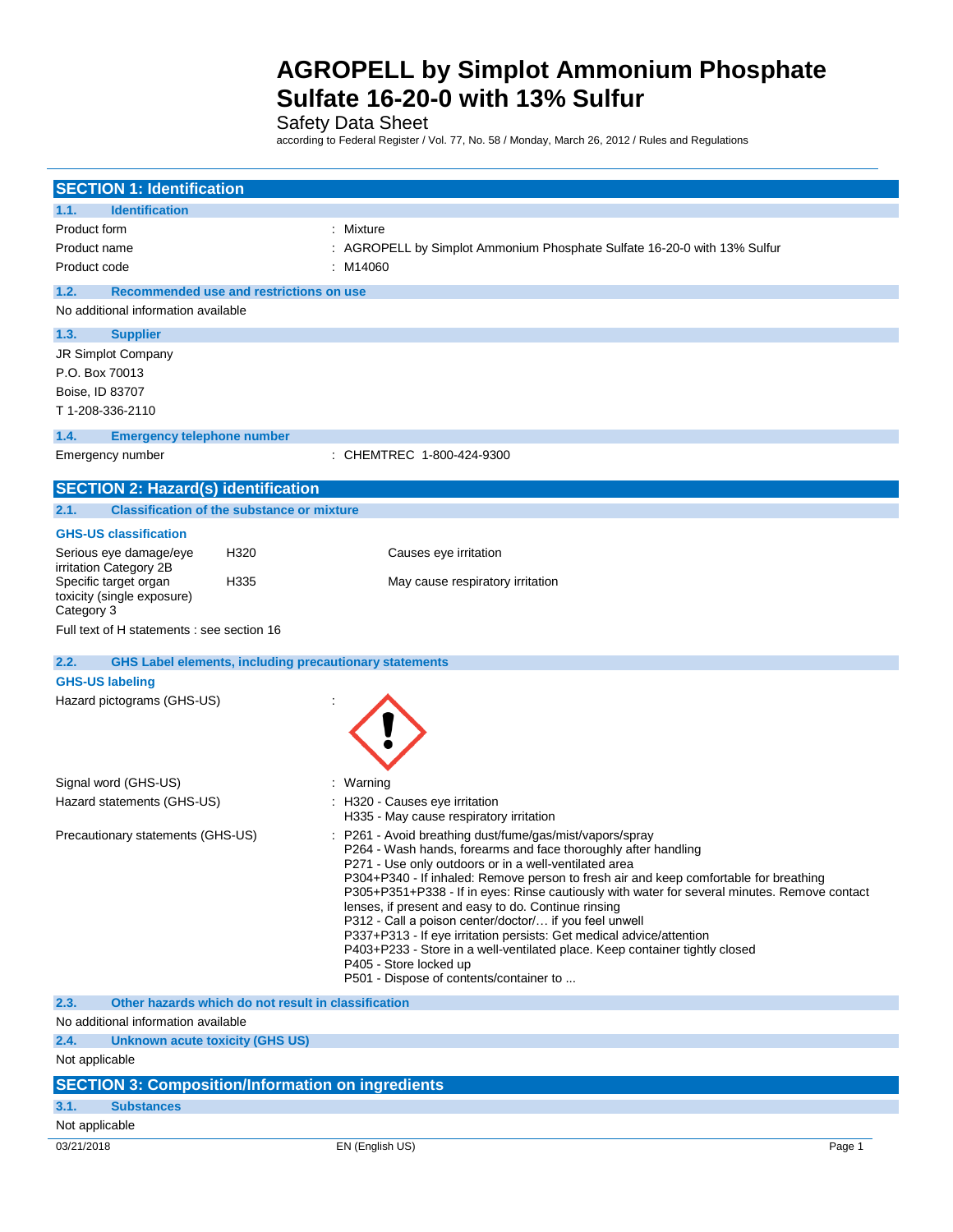# AGROPELL by Simplot Ammonium Phosphate Sulfate 16-20-0 with 13% Sulfur

Safety Data Sheet

according to Federal Register / Vol. 77, No. 58 / Monday, March 26, 2012 / Rules and Regulations

## SECTION 1: Identification

### 1.1. Identification

Product form : Mixture

Product name : AGROPELL by Simplot Ammonium Phosphate Sulfate 16-20-0 with 13% Sulfur

Product code : M14060

### 1.2. Recommended use and restrictions on use

No additional information available

### 1.3. Supplier

JR Simplot Company
P.O. Box 70013
Boise, ID 83707
T 1-208-336-2110

### 1.4. Emergency telephone number

Emergency number : CHEMTREC 1-800-424-9300

## SECTION 2: Hazard(s) identification

### 2.1. Classification of the substance or mixture

**GHS-US classification**

| | | |
|---|---|---|
| Serious eye damage/eye irritation Category 2B | H320 | Causes eye irritation |
| Specific target organ toxicity (single exposure) Category 3 | H335 | May cause respiratory irritation |

Full text of H statements : see section 16

### 2.2. GHS Label elements, including precautionary statements

**GHS-US labeling**

Hazard pictograms (GHS-US) :

Signal word (GHS-US) : Warning

Hazard statements (GHS-US) : H320 - Causes eye irritation
H335 - May cause respiratory irritation

Precautionary statements (GHS-US) : P261 - Avoid breathing dust/fume/gas/mist/vapors/spray
P264 - Wash hands, forearms and face thoroughly after handling
P271 - Use only outdoors or in a well-ventilated area
P304+P340 - If inhaled: Remove person to fresh air and keep comfortable for breathing
P305+P351+P338 - If in eyes: Rinse cautiously with water for several minutes. Remove contact lenses, if present and easy to do. Continue rinsing
P312 - Call a poison center/doctor/… if you feel unwell
P337+P313 - If eye irritation persists: Get medical advice/attention
P403+P233 - Store in a well-ventilated place. Keep container tightly closed
P405 - Store locked up
P501 - Dispose of contents/container to ...

### 2.3. Other hazards which do not result in classification

No additional information available

### 2.4. Unknown acute toxicity (GHS US)

Not applicable

## SECTION 3: Composition/Information on ingredients

### 3.1. Substances

Not applicable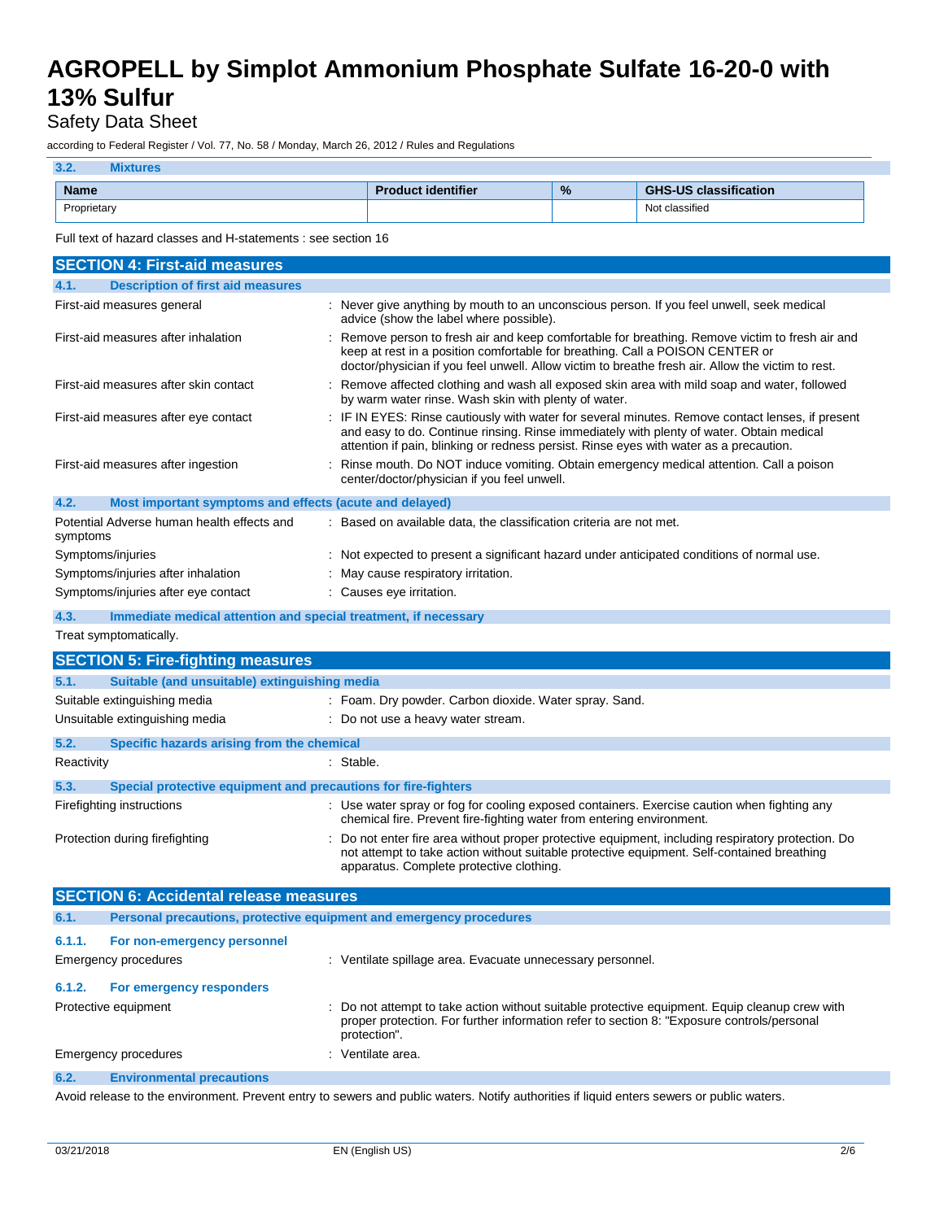### 3.2. Mixtures

| Name | Product identifier | % | GHS-US classification |
|---|---|---|---|
| Proprietary | | | Not classified |

Full text of hazard classes and H-statements : see section 16

## SECTION 4: First-aid measures

### 4.1. Description of first aid measures

| | |
|---|---|
| First-aid measures general | : Never give anything by mouth to an unconscious person. If you feel unwell, seek medical advice (show the label where possible). |
| First-aid measures after inhalation | : Remove person to fresh air and keep comfortable for breathing. Remove victim to fresh air and keep at rest in a position comfortable for breathing. Call a POISON CENTER or doctor/physician if you feel unwell. Allow victim to breathe fresh air. Allow the victim to rest. |
| First-aid measures after skin contact | : Remove affected clothing and wash all exposed skin area with mild soap and water, followed by warm water rinse. Wash skin with plenty of water. |
| First-aid measures after eye contact | : IF IN EYES: Rinse cautiously with water for several minutes. Remove contact lenses, if present and easy to do. Continue rinsing. Rinse immediately with plenty of water. Obtain medical attention if pain, blinking or redness persist. Rinse eyes with water as a precaution. |
| First-aid measures after ingestion | : Rinse mouth. Do NOT induce vomiting. Obtain emergency medical attention. Call a poison center/doctor/physician if you feel unwell. |

### 4.2. Most important symptoms and effects (acute and delayed)

| | |
|---|---|
| Potential Adverse human health effects and symptoms | : Based on available data, the classification criteria are not met. |
| Symptoms/injuries | : Not expected to present a significant hazard under anticipated conditions of normal use. |
| Symptoms/injuries after inhalation | : May cause respiratory irritation. |
| Symptoms/injuries after eye contact | : Causes eye irritation. |

### 4.3. Immediate medical attention and special treatment, if necessary

Treat symptomatically.

## SECTION 5: Fire-fighting measures

### 5.1. Suitable (and unsuitable) extinguishing media

| | |
|---|---|
| Suitable extinguishing media | : Foam. Dry powder. Carbon dioxide. Water spray. Sand. |
| Unsuitable extinguishing media | : Do not use a heavy water stream. |

### 5.2. Specific hazards arising from the chemical

| | |
|---|---|
| Reactivity | : Stable. |

### 5.3. Special protective equipment and precautions for fire-fighters

| | |
|---|---|
| Firefighting instructions | : Use water spray or fog for cooling exposed containers. Exercise caution when fighting any chemical fire. Prevent fire-fighting water from entering environment. |
| Protection during firefighting | : Do not enter fire area without proper protective equipment, including respiratory protection. Do not attempt to take action without suitable protective equipment. Self-contained breathing apparatus. Complete protective clothing. |

## SECTION 6: Accidental release measures

### 6.1. Personal precautions, protective equipment and emergency procedures

#### 6.1.1. For non-emergency personnel

| | |
|---|---|
| Emergency procedures | : Ventilate spillage area. Evacuate unnecessary personnel. |

#### 6.1.2. For emergency responders

| | |
|---|---|
| Protective equipment | : Do not attempt to take action without suitable protective equipment. Equip cleanup crew with proper protection. For further information refer to section 8: "Exposure controls/personal protection". |
| Emergency procedures | : Ventilate area. |

### 6.2. Environmental precautions

Avoid release to the environment. Prevent entry to sewers and public waters. Notify authorities if liquid enters sewers or public waters.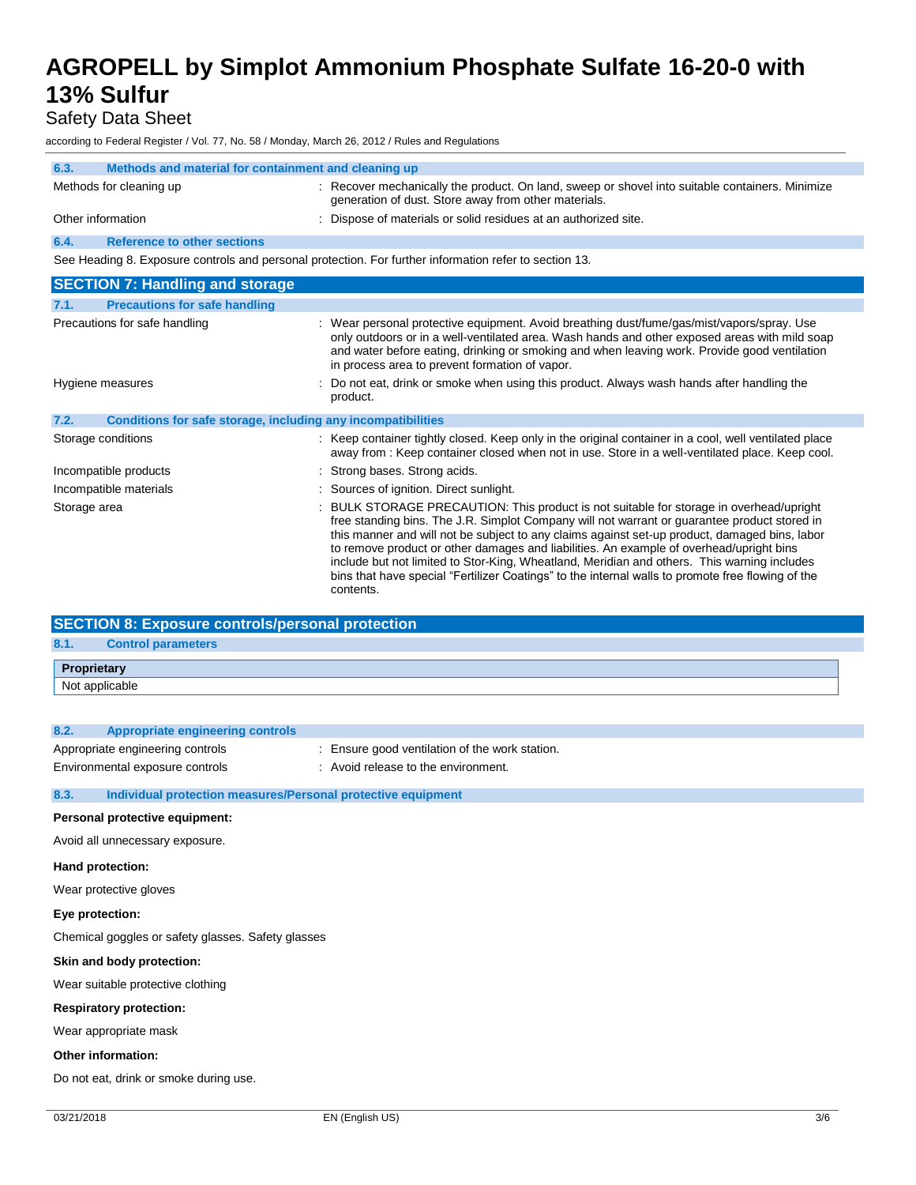### 6.3. Methods and material for containment and cleaning up

| | |
|---|---|
| Methods for cleaning up | : Recover mechanically the product. On land, sweep or shovel into suitable containers. Minimize generation of dust. Store away from other materials. |
| Other information | : Dispose of materials or solid residues at an authorized site. |

### 6.4. Reference to other sections

See Heading 8. Exposure controls and personal protection. For further information refer to section 13.

## SECTION 7: Handling and storage

### 7.1. Precautions for safe handling

| | |
|---|---|
| Precautions for safe handling | : Wear personal protective equipment. Avoid breathing dust/fume/gas/mist/vapors/spray. Use only outdoors or in a well-ventilated area. Wash hands and other exposed areas with mild soap and water before eating, drinking or smoking and when leaving work. Provide good ventilation in process area to prevent formation of vapor. |
| Hygiene measures | : Do not eat, drink or smoke when using this product. Always wash hands after handling the product. |

### 7.2. Conditions for safe storage, including any incompatibilities

| | |
|---|---|
| Storage conditions | : Keep container tightly closed. Keep only in the original container in a cool, well ventilated place away from : Keep container closed when not in use. Store in a well-ventilated place. Keep cool. |
| Incompatible products | : Strong bases. Strong acids. |
| Incompatible materials | : Sources of ignition. Direct sunlight. |
| Storage area | : BULK STORAGE PRECAUTION: This product is not suitable for storage in overhead/upright free standing bins. The J.R. Simplot Company will not warrant or guarantee product stored in this manner and will not be subject to any claims against set-up product, damaged bins, labor to remove product or other damages and liabilities. An example of overhead/upright bins include but not limited to Stor-King, Wheatland, Meridian and others. This warning includes bins that have special "Fertilizer Coatings" to the internal walls to promote free flowing of the contents. |

## SECTION 8: Exposure controls/personal protection

### 8.1. Control parameters

| Proprietary |
|---|
| Not applicable |

### 8.2. Appropriate engineering controls

| | |
|---|---|
| Appropriate engineering controls | : Ensure good ventilation of the work station. |
| Environmental exposure controls | : Avoid release to the environment. |

### 8.3. Individual protection measures/Personal protective equipment

**Personal protective equipment:**

Avoid all unnecessary exposure.

**Hand protection:**

Wear protective gloves

**Eye protection:**

Chemical goggles or safety glasses. Safety glasses

**Skin and body protection:**

Wear suitable protective clothing

**Respiratory protection:**

Wear appropriate mask

**Other information:**

Do not eat, drink or smoke during use.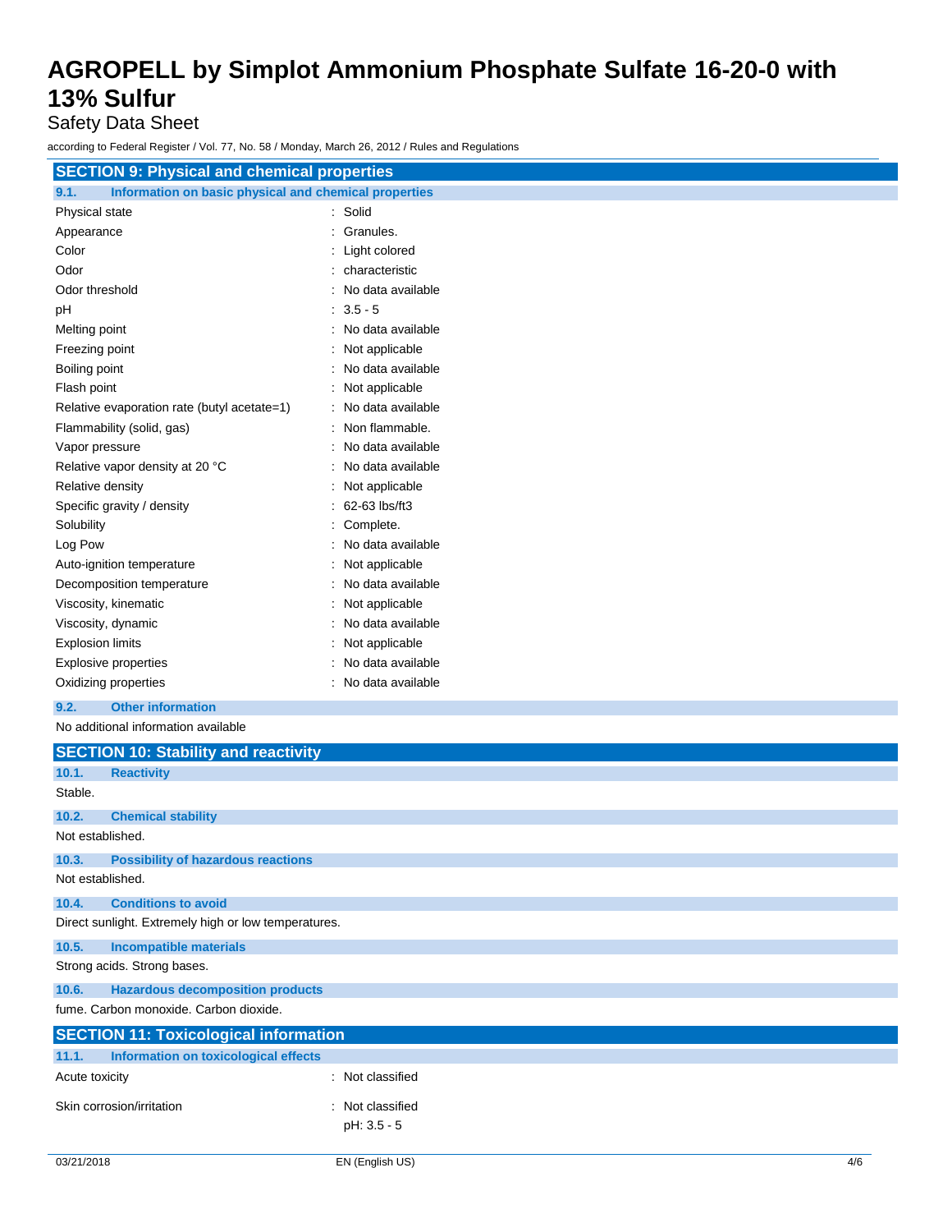## SECTION 9: Physical and chemical properties

### 9.1. Information on basic physical and chemical properties

| Property | Value |
|---|---|
| Physical state | Solid |
| Appearance | Granules. |
| Color | Light colored |
| Odor | characteristic |
| Odor threshold | No data available |
| pH | 3.5 - 5 |
| Melting point | No data available |
| Freezing point | Not applicable |
| Boiling point | No data available |
| Flash point | Not applicable |
| Relative evaporation rate (butyl acetate=1) | No data available |
| Flammability (solid, gas) | Non flammable. |
| Vapor pressure | No data available |
| Relative vapor density at 20 °C | No data available |
| Relative density | Not applicable |
| Specific gravity / density | 62-63 lbs/ft3 |
| Solubility | Complete. |
| Log Pow | No data available |
| Auto-ignition temperature | Not applicable |
| Decomposition temperature | No data available |
| Viscosity, kinematic | Not applicable |
| Viscosity, dynamic | No data available |
| Explosion limits | Not applicable |
| Explosive properties | No data available |
| Oxidizing properties | No data available |

### 9.2. Other information

No additional information available

## SECTION 10: Stability and reactivity

### 10.1. Reactivity

Stable.

### 10.2. Chemical stability

Not established.

### 10.3. Possibility of hazardous reactions

Not established.

### 10.4. Conditions to avoid

Direct sunlight. Extremely high or low temperatures.

### 10.5. Incompatible materials

Strong acids. Strong bases.

### 10.6. Hazardous decomposition products

fume. Carbon monoxide. Carbon dioxide.

## SECTION 11: Toxicological information

### 11.1. Information on toxicological effects

| Effect | Classification |
|---|---|
| Acute toxicity | Not classified |
| Skin corrosion/irritation | Not classified<br>pH: 3.5 - 5 |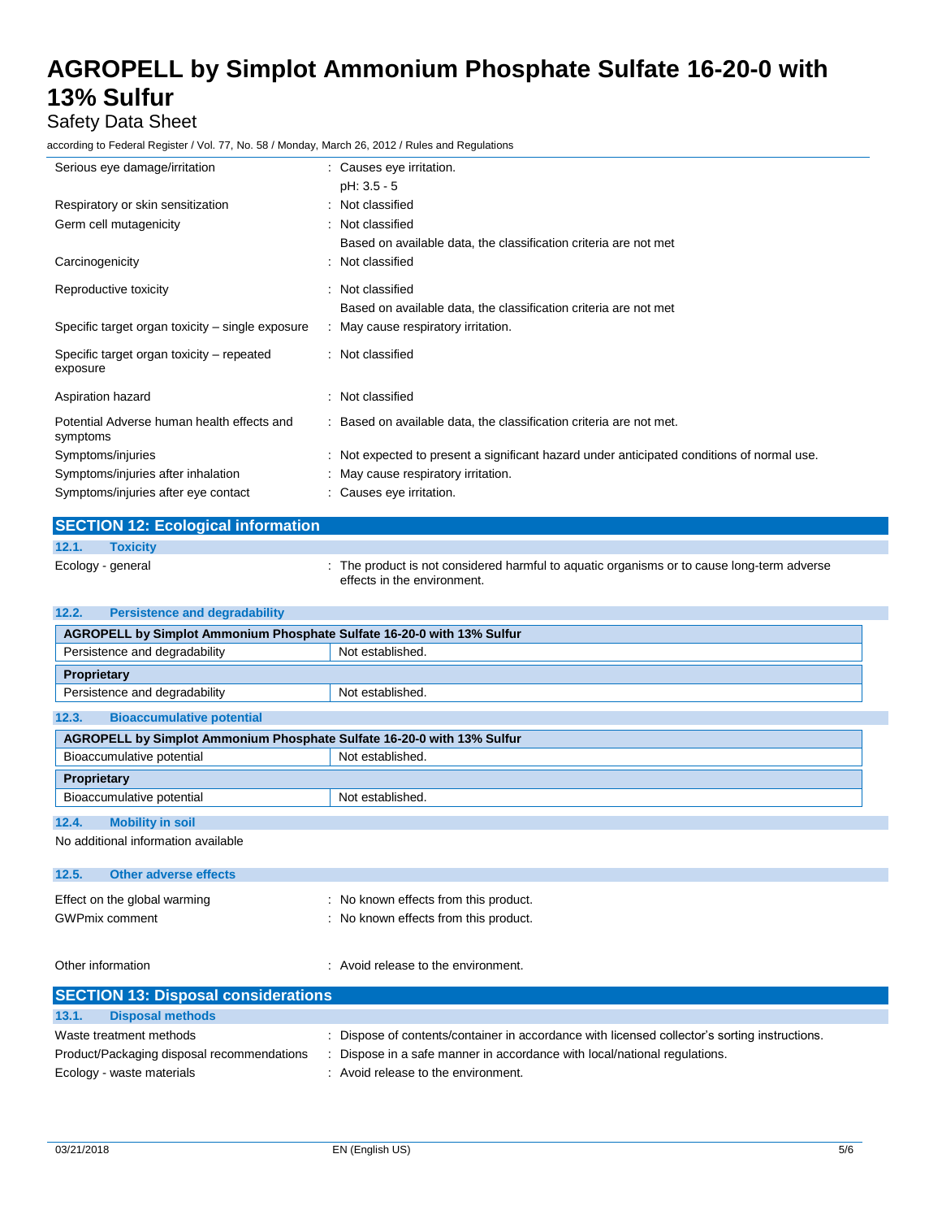| | |
|---|---|
| Serious eye damage/irritation | : Causes eye irritation.<br>pH: 3.5 - 5 |
| Respiratory or skin sensitization | : Not classified |
| Germ cell mutagenicity | : Not classified<br>Based on available data, the classification criteria are not met |
| Carcinogenicity | : Not classified |
| Reproductive toxicity | : Not classified<br>Based on available data, the classification criteria are not met |
| Specific target organ toxicity – single exposure | : May cause respiratory irritation. |
| Specific target organ toxicity – repeated exposure | : Not classified |
| Aspiration hazard | : Not classified |
| Potential Adverse human health effects and symptoms | : Based on available data, the classification criteria are not met. |
| Symptoms/injuries | : Not expected to present a significant hazard under anticipated conditions of normal use. |
| Symptoms/injuries after inhalation | : May cause respiratory irritation. |
| Symptoms/injuries after eye contact | : Causes eye irritation. |

## SECTION 12: Ecological information

### 12.1. Toxicity

Ecology - general : The product is not considered harmful to aquatic organisms or to cause long-term adverse effects in the environment.

### 12.2. Persistence and degradability

| AGROPELL by Simplot Ammonium Phosphate Sulfate 16-20-0 with 13% Sulfur | |
|---|---|
| Persistence and degradability | Not established. |
| **Proprietary** | |
| Persistence and degradability | Not established. |

### 12.3. Bioaccumulative potential

| AGROPELL by Simplot Ammonium Phosphate Sulfate 16-20-0 with 13% Sulfur | |
|---|---|
| Bioaccumulative potential | Not established. |
| **Proprietary** | |
| Bioaccumulative potential | Not established. |

### 12.4. Mobility in soil

No additional information available

### 12.5. Other adverse effects

Effect on the global warming : No known effects from this product.

GWPmix comment : No known effects from this product.

Other information : Avoid release to the environment.

## SECTION 13: Disposal considerations

### 13.1. Disposal methods

Waste treatment methods : Dispose of contents/container in accordance with licensed collector's sorting instructions.

Product/Packaging disposal recommendations : Dispose in a safe manner in accordance with local/national regulations.

Ecology - waste materials : Avoid release to the environment.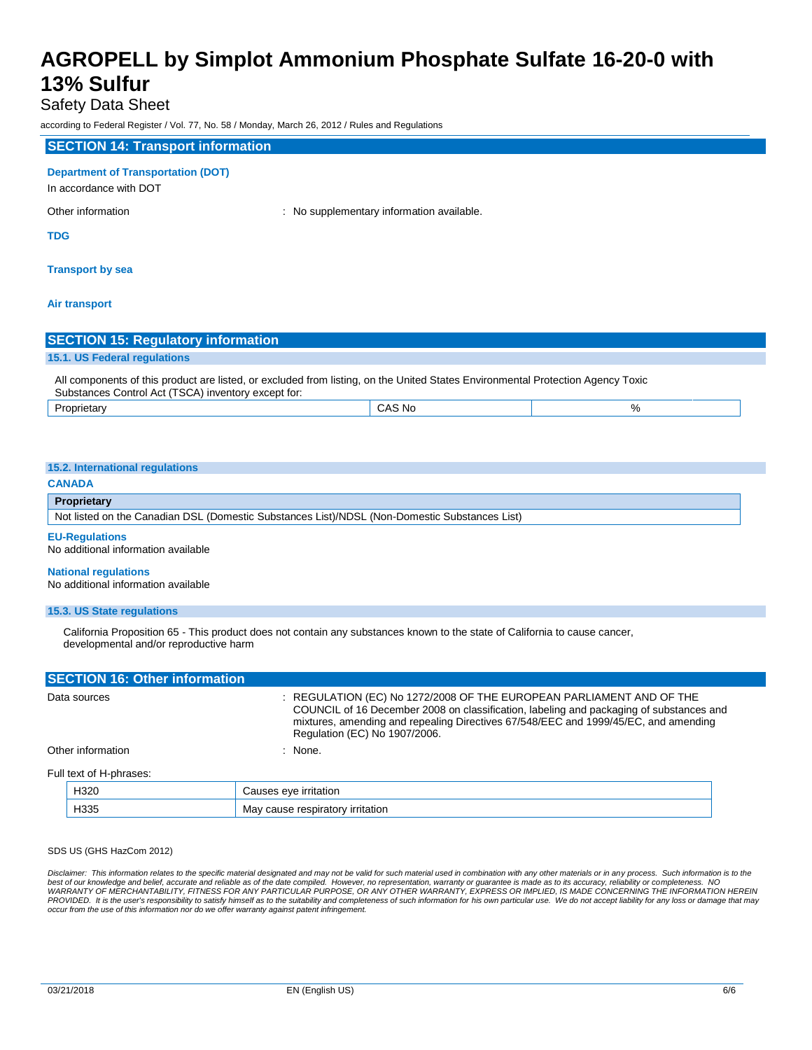# AGROPELL by Simplot Ammonium Phosphate Sulfate 16-20-0 with 13% Sulfur

Safety Data Sheet

according to Federal Register / Vol. 77, No. 58 / Monday, March 26, 2012 / Rules and Regulations

## SECTION 14: Transport information

**Department of Transportation (DOT)**

In accordance with DOT

Other information : No supplementary information available.

**TDG**

**Transport by sea**

**Air transport**

## SECTION 15: Regulatory information

### 15.1. US Federal regulations

All components of this product are listed, or excluded from listing, on the United States Environmental Protection Agency Toxic Substances Control Act (TSCA) inventory except for:

| Proprietary | CAS No | % |
|---|---|---|

### 15.2. International regulations

**CANADA**

| **Proprietary** |
|---|
| Not listed on the Canadian DSL (Domestic Substances List)/NDSL (Non-Domestic Substances List) |

**EU-Regulations**

No additional information available

**National regulations**

No additional information available

### 15.3. US State regulations

California Proposition 65 - This product does not contain any substances known to the state of California to cause cancer, developmental and/or reproductive harm

## SECTION 16: Other information

Data sources : REGULATION (EC) No 1272/2008 OF THE EUROPEAN PARLIAMENT AND OF THE COUNCIL of 16 December 2008 on classification, labeling and packaging of substances and mixtures, amending and repealing Directives 67/548/EEC and 1999/45/EC, and amending Regulation (EC) No 1907/2006.

Other information : None.

Full text of H-phrases:

| | |
|---|---|
| H320 | Causes eye irritation |
| H335 | May cause respiratory irritation |

SDS US (GHS HazCom 2012)

*Disclaimer: This information relates to the specific material designated and may not be valid for such material used in combination with any other materials or in any process. Such information is to the best of our knowledge and belief, accurate and reliable as of the date compiled. However, no representation, warranty or guarantee is made as to its accuracy, reliability or completeness. NO WARRANTY OF MERCHANTABILITY, FITNESS FOR ANY PARTICULAR PURPOSE, OR ANY OTHER WARRANTY, EXPRESS OR IMPLIED, IS MADE CONCERNING THE INFORMATION HEREIN PROVIDED. It is the user's responsibility to satisfy himself as to the suitability and completeness of such information for his own particular use. We do not accept liability for any loss or damage that may occur from the use of this information nor do we offer warranty against patent infringement.*

03/21/2018 EN (English US)